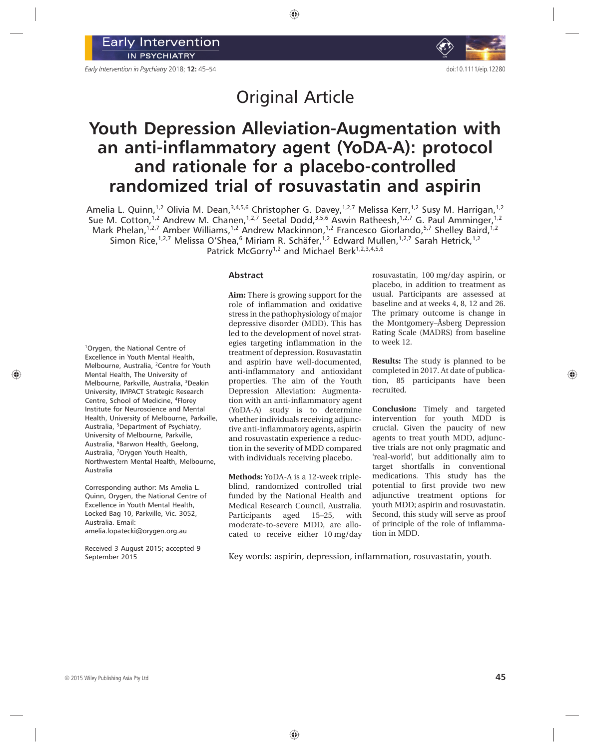# Original Article

# Youth Depression Alleviation-Augmentation with an anti-inflammatory agent (YoDA-A): protocol and rationale for a placebo-controlled randomized trial of rosuvastatin and aspirin

Amelia L. Quinn,[1,2] Olivia M. Dean,[3,4,5,6] Christopher G. Davey,[1,2,7] Melissa Kerr,[1,2] Susy M. Harrigan,[1,2] Sue M. Cotton,[1,2] Andrew M. Chanen,[1,2,7] Seetal Dodd,[3,5,6] Aswin Ratheesh,[1,2,7] G. Paul Amminger,[1,2] Mark Phelan,[1,2,7] Amber Williams,[1,2] Andrew Mackinnon,[1,2] Francesco Giorlando,[5,7] Shelley Baird,[1,2] Simon Rice,[1,2,7] Melissa O'Shea,[6] Miriam R. Schäfer,[1,2] Edward Mullen,[1,2,7] Sarah Hetrick,[1,2] Patrick McGorry[1,2] and Michael Berk[1,2,3,4,5,6]

[1]Orygen, the National Centre of Excellence in Youth Mental Health, Melbourne, Australia, [2]Centre for Youth Mental Health, The University of Melbourne, Parkville, Australia, [3]Deakin University, IMPACT Strategic Research Centre, School of Medicine, [4]Florey Institute for Neuroscience and Mental Health, University of Melbourne, Parkville, Australia, [5]Department of Psychiatry, University of Melbourne, Parkville, Australia, [6]Barwon Health, Geelong, Australia, [7]Orygen Youth Health, Northwestern Mental Health, Melbourne, Australia

Corresponding author: Ms Amelia L. Quinn, Orygen, the National Centre of Excellence in Youth Mental Health, Locked Bag 10, Parkville, Vic. 3052, Australia. Email: amelia.lopatecki@orygen.org.au

Received 3 August 2015; accepted 9 September 2015

## Abstract

**Aim:** There is growing support for the role of inflammation and oxidative stress in the pathophysiology of major depressive disorder (MDD). This has led to the development of novel strategies targeting inflammation in the treatment of depression. Rosuvastatin and aspirin have well-documented, anti-inflammatory and antioxidant properties. The aim of the Youth Depression Alleviation: Augmentation with an anti-inflammatory agent (YoDA-A) study is to determine whether individuals receiving adjunctive anti-inflammatory agents, aspirin and rosuvastatin experience a reduction in the severity of MDD compared with individuals receiving placebo.

**Methods:** YoDA-A is a 12-week triple-blind, randomized controlled trial funded by the National Health and Medical Research Council, Australia. Participants aged 15–25, with moderate-to-severe MDD, are allocated to receive either 10 mg/day rosuvastatin, 100 mg/day aspirin, or placebo, in addition to treatment as usual. Participants are assessed at baseline and at weeks 4, 8, 12 and 26. The primary outcome is change in the Montgomery–Åsberg Depression Rating Scale (MADRS) from baseline to week 12.

**Results:** The study is planned to be completed in 2017. At date of publication, 85 participants have been recruited.

**Conclusion:** Timely and targeted intervention for youth MDD is crucial. Given the paucity of new agents to treat youth MDD, adjunctive trials are not only pragmatic and 'real-world', but additionally aim to target shortfalls in conventional medications. This study has the potential to first provide two new adjunctive treatment options for youth MDD; aspirin and rosuvastatin. Second, this study will serve as proof of principle of the role of inflammation in MDD.

Key words: aspirin, depression, inflammation, rosuvastatin, youth.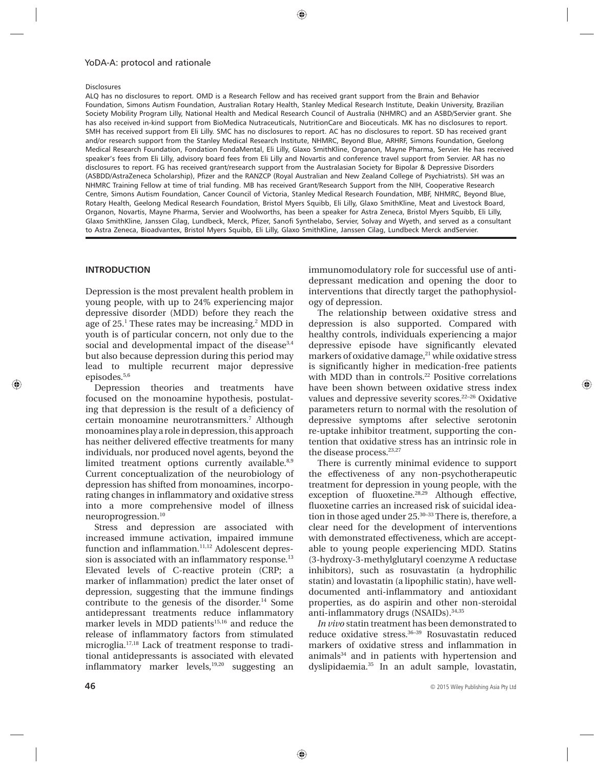Disclosures

ALQ has no disclosures to report. OMD is a Research Fellow and has received grant support from the Brain and Behavior Foundation, Simons Autism Foundation, Australian Rotary Health, Stanley Medical Research Institute, Deakin University, Brazilian Society Mobility Program Lilly, National Health and Medical Research Council of Australia (NHMRC) and an ASBD/Servier grant. She has also received in-kind support from BioMedica Nutraceuticals, NutritionCare and Bioceuticals. MK has no disclosures to report. SMH has received support from Eli Lilly. SMC has no disclosures to report. AC has no disclosures to report. SD has received grant and/or research support from the Stanley Medical Research Institute, NHMRC, Beyond Blue, ARHRF, Simons Foundation, Geelong Medical Research Foundation, Fondation FondaMental, Eli Lilly, Glaxo SmithKline, Organon, Mayne Pharma, Servier. He has received speaker's fees from Eli Lilly, advisory board fees from Eli Lilly and Novartis and conference travel support from Servier. AR has no disclosures to report. FG has received grant/research support from the Australasian Society for Bipolar & Depressive Disorders (ASBDD/AstraZeneca Scholarship), Pfizer and the RANZCP (Royal Australian and New Zealand College of Psychiatrists). SH was an NHMRC Training Fellow at time of trial funding. MB has received Grant/Research Support from the NIH, Cooperative Research Centre, Simons Autism Foundation, Cancer Council of Victoria, Stanley Medical Research Foundation, MBF, NHMRC, Beyond Blue, Rotary Health, Geelong Medical Research Foundation, Bristol Myers Squibb, Eli Lilly, Glaxo SmithKline, Meat and Livestock Board, Organon, Novartis, Mayne Pharma, Servier and Woolworths, has been a speaker for Astra Zeneca, Bristol Myers Squibb, Eli Lilly, Glaxo SmithKline, Janssen Cilag, Lundbeck, Merck, Pfizer, Sanofi Synthelabo, Servier, Solvay and Wyeth, and served as a consultant to Astra Zeneca, Bioadvantex, Bristol Myers Squibb, Eli Lilly, Glaxo SmithKline, Janssen Cilag, Lundbeck Merck andServier.

## INTRODUCTION

Depression is the most prevalent health problem in young people, with up to 24% experiencing major depressive disorder (MDD) before they reach the age of 25.[1] These rates may be increasing.[2] MDD in youth is of particular concern, not only due to the social and developmental impact of the disease[3,4] but also because depression during this period may lead to multiple recurrent major depressive episodes.[5,6]

Depression theories and treatments have focused on the monoamine hypothesis, postulating that depression is the result of a deficiency of certain monoamine neurotransmitters.[7] Although monoamines play a role in depression, this approach has neither delivered effective treatments for many individuals, nor produced novel agents, beyond the limited treatment options currently available.[8,9] Current conceptualization of the neurobiology of depression has shifted from monoamines, incorporating changes in inflammatory and oxidative stress into a more comprehensive model of illness neuroprogression.[10]

Stress and depression are associated with increased immune activation, impaired immune function and inflammation.[11,12] Adolescent depression is associated with an inflammatory response.[13] Elevated levels of C-reactive protein (CRP; a marker of inflammation) predict the later onset of depression, suggesting that the immune findings contribute to the genesis of the disorder.[14] Some antidepressant treatments reduce inflammatory marker levels in MDD patients[15,16] and reduce the release of inflammatory factors from stimulated microglia.[17,18] Lack of treatment response to traditional antidepressants is associated with elevated inflammatory marker levels,[19,20] suggesting an immunomodulatory role for successful use of antidepressant medication and opening the door to interventions that directly target the pathophysiology of depression.

The relationship between oxidative stress and depression is also supported. Compared with healthy controls, individuals experiencing a major depressive episode have significantly elevated markers of oxidative damage,[21] while oxidative stress is significantly higher in medication-free patients with MDD than in controls.[22] Positive correlations have been shown between oxidative stress index values and depressive severity scores.[22–26] Oxidative parameters return to normal with the resolution of depressive symptoms after selective serotonin re-uptake inhibitor treatment, supporting the contention that oxidative stress has an intrinsic role in the disease process.[23,27]

There is currently minimal evidence to support the effectiveness of any non-psychotherapeutic treatment for depression in young people, with the exception of fluoxetine.[28,29] Although effective, fluoxetine carries an increased risk of suicidal ideation in those aged under 25.[30–33] There is, therefore, a clear need for the development of interventions with demonstrated effectiveness, which are acceptable to young people experiencing MDD. Statins (3-hydroxy-3-methylglutaryl coenzyme A reductase inhibitors), such as rosuvastatin (a hydrophilic statin) and lovastatin (a lipophilic statin), have well-documented anti-inflammatory and antioxidant properties, as do aspirin and other non-steroidal anti-inflammatory drugs (NSAIDs).[34,35]

*In vivo* statin treatment has been demonstrated to reduce oxidative stress.[36–39] Rosuvastatin reduced markers of oxidative stress and inflammation in animals[34] and in patients with hypertension and dyslipidaemia.[35] In an adult sample, lovastatin,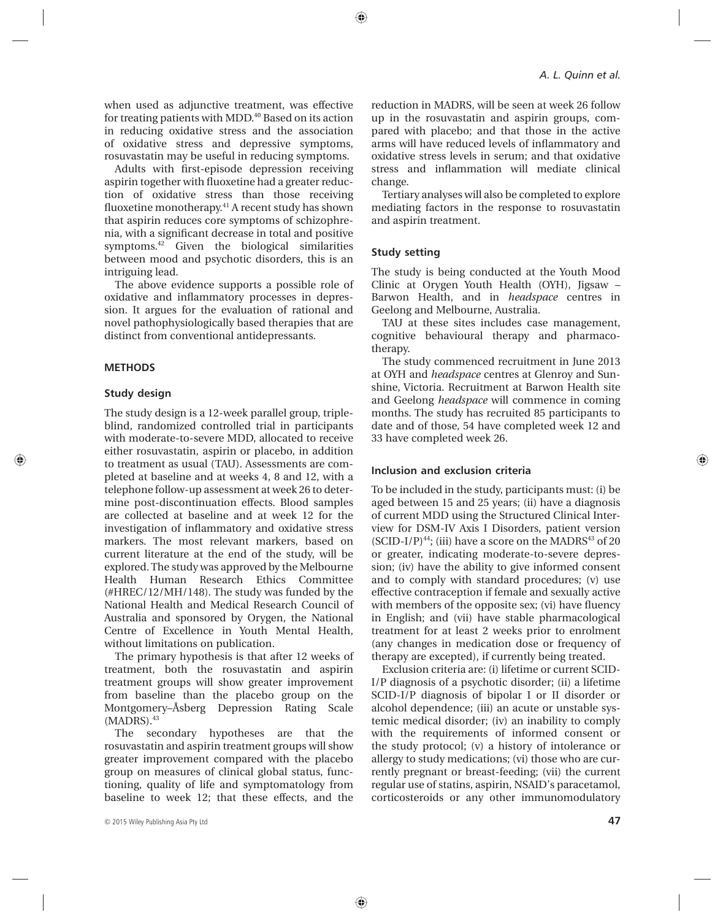when used as adjunctive treatment, was effective for treating patients with MDD.[40] Based on its action in reducing oxidative stress and the association of oxidative stress and depressive symptoms, rosuvastatin may be useful in reducing symptoms.

Adults with first-episode depression receiving aspirin together with fluoxetine had a greater reduction of oxidative stress than those receiving fluoxetine monotherapy.[41] A recent study has shown that aspirin reduces core symptoms of schizophrenia, with a significant decrease in total and positive symptoms.[42] Given the biological similarities between mood and psychotic disorders, this is an intriguing lead.

The above evidence supports a possible role of oxidative and inflammatory processes in depression. It argues for the evaluation of rational and novel pathophysiologically based therapies that are distinct from conventional antidepressants.

## METHODS

### Study design

The study design is a 12-week parallel group, triple-blind, randomized controlled trial in participants with moderate-to-severe MDD, allocated to receive either rosuvastatin, aspirin or placebo, in addition to treatment as usual (TAU). Assessments are completed at baseline and at weeks 4, 8 and 12, with a telephone follow-up assessment at week 26 to determine post-discontinuation effects. Blood samples are collected at baseline and at week 12 for the investigation of inflammatory and oxidative stress markers. The most relevant markers, based on current literature at the end of the study, will be explored. The study was approved by the Melbourne Health Human Research Ethics Committee (#HREC/12/MH/148). The study was funded by the National Health and Medical Research Council of Australia and sponsored by Orygen, the National Centre of Excellence in Youth Mental Health, without limitations on publication.

The primary hypothesis is that after 12 weeks of treatment, both the rosuvastatin and aspirin treatment groups will show greater improvement from baseline than the placebo group on the Montgomery–Åsberg Depression Rating Scale (MADRS).[43]

The secondary hypotheses are that the rosuvastatin and aspirin treatment groups will show greater improvement compared with the placebo group on measures of clinical global status, functioning, quality of life and symptomatology from baseline to week 12; that these effects, and the reduction in MADRS, will be seen at week 26 follow up in the rosuvastatin and aspirin groups, compared with placebo; and that those in the active arms will have reduced levels of inflammatory and oxidative stress levels in serum; and that oxidative stress and inflammation will mediate clinical change.

Tertiary analyses will also be completed to explore mediating factors in the response to rosuvastatin and aspirin treatment.

### Study setting

The study is being conducted at the Youth Mood Clinic at Orygen Youth Health (OYH), Jigsaw – Barwon Health, and in *headspace* centres in Geelong and Melbourne, Australia.

TAU at these sites includes case management, cognitive behavioural therapy and pharmacotherapy.

The study commenced recruitment in June 2013 at OYH and *headspace* centres at Glenroy and Sunshine, Victoria. Recruitment at Barwon Health site and Geelong *headspace* will commence in coming months. The study has recruited 85 participants to date and of those, 54 have completed week 12 and 33 have completed week 26.

### Inclusion and exclusion criteria

To be included in the study, participants must: (i) be aged between 15 and 25 years; (ii) have a diagnosis of current MDD using the Structured Clinical Interview for DSM-IV Axis I Disorders, patient version (SCID-I/P)[44]; (iii) have a score on the MADRS[43] of 20 or greater, indicating moderate-to-severe depression; (iv) have the ability to give informed consent and to comply with standard procedures; (v) use effective contraception if female and sexually active with members of the opposite sex; (vi) have fluency in English; and (vii) have stable pharmacological treatment for at least 2 weeks prior to enrolment (any changes in medication dose or frequency of therapy are excepted), if currently being treated.

Exclusion criteria are: (i) lifetime or current SCID-I/P diagnosis of a psychotic disorder; (ii) a lifetime SCID-I/P diagnosis of bipolar I or II disorder or alcohol dependence; (iii) an acute or unstable systemic medical disorder; (iv) an inability to comply with the requirements of informed consent or the study protocol; (v) a history of intolerance or allergy to study medications; (vi) those who are currently pregnant or breast-feeding; (vii) the current regular use of statins, aspirin, NSAID's paracetamol, corticosteroids or any other immunomodulatory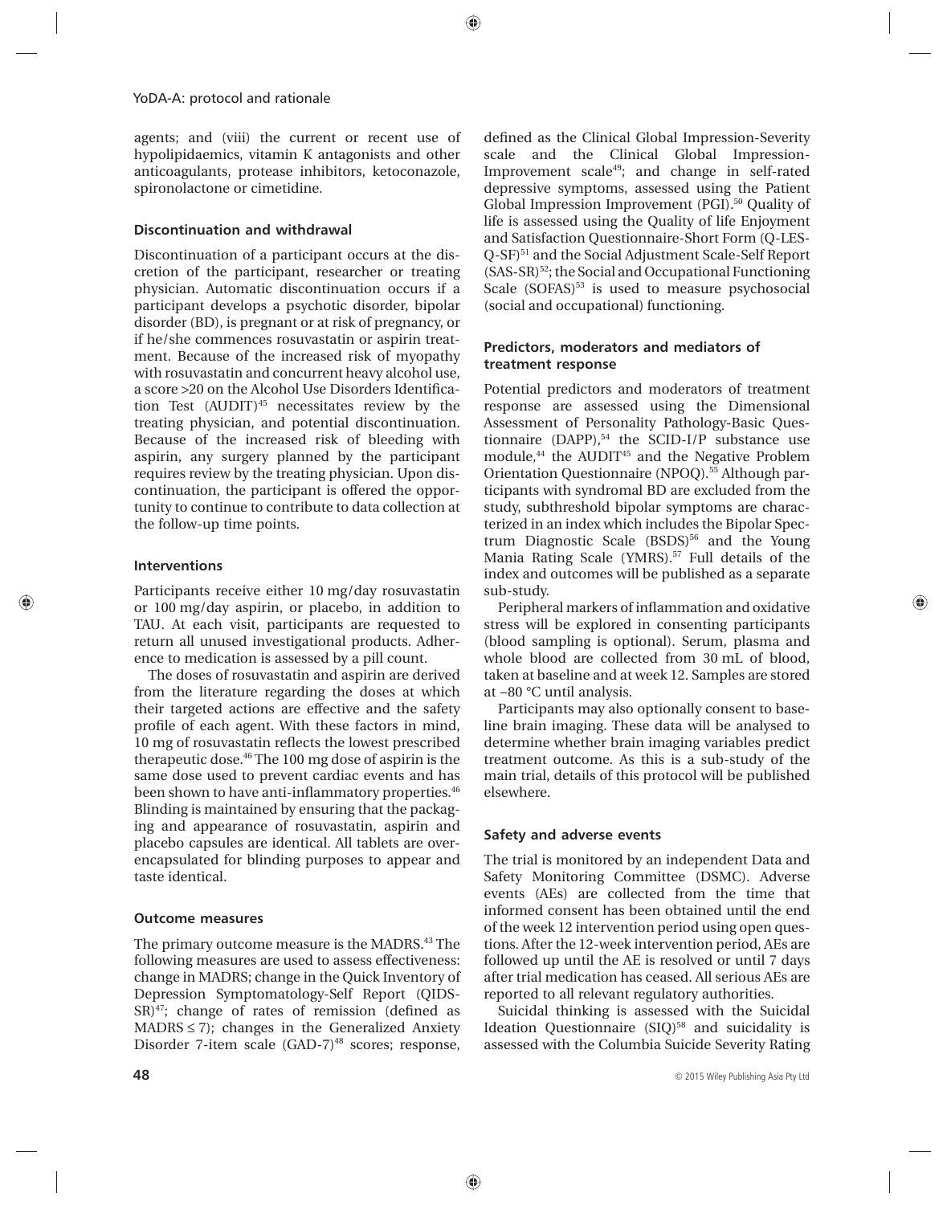agents; and (viii) the current or recent use of hypolipidaemics, vitamin K antagonists and other anticoagulants, protease inhibitors, ketoconazole, spironolactone or cimetidine.

### Discontinuation and withdrawal

Discontinuation of a participant occurs at the discretion of the participant, researcher or treating physician. Automatic discontinuation occurs if a participant develops a psychotic disorder, bipolar disorder (BD), is pregnant or at risk of pregnancy, or if he/she commences rosuvastatin or aspirin treatment. Because of the increased risk of myopathy with rosuvastatin and concurrent heavy alcohol use, a score >20 on the Alcohol Use Disorders Identification Test (AUDIT)[45] necessitates review by the treating physician, and potential discontinuation. Because of the increased risk of bleeding with aspirin, any surgery planned by the participant requires review by the treating physician. Upon discontinuation, the participant is offered the opportunity to continue to contribute to data collection at the follow-up time points.

### Interventions

Participants receive either 10 mg/day rosuvastatin or 100 mg/day aspirin, or placebo, in addition to TAU. At each visit, participants are requested to return all unused investigational products. Adherence to medication is assessed by a pill count.

The doses of rosuvastatin and aspirin are derived from the literature regarding the doses at which their targeted actions are effective and the safety profile of each agent. With these factors in mind, 10 mg of rosuvastatin reflects the lowest prescribed therapeutic dose.[46] The 100 mg dose of aspirin is the same dose used to prevent cardiac events and has been shown to have anti-inflammatory properties.[46] Blinding is maintained by ensuring that the packaging and appearance of rosuvastatin, aspirin and placebo capsules are identical. All tablets are over-encapsulated for blinding purposes to appear and taste identical.

### Outcome measures

The primary outcome measure is the MADRS.[43] The following measures are used to assess effectiveness: change in MADRS; change in the Quick Inventory of Depression Symptomatology-Self Report (QIDS-SR)[47]; change of rates of remission (defined as MADRS ≤ 7); changes in the Generalized Anxiety Disorder 7-item scale (GAD-7)[48] scores; response, defined as the Clinical Global Impression-Severity scale and the Clinical Global Impression-Improvement scale[49]; and change in self-rated depressive symptoms, assessed using the Patient Global Impression Improvement (PGI).[50] Quality of life is assessed using the Quality of life Enjoyment and Satisfaction Questionnaire-Short Form (Q-LES-Q-SF)[51] and the Social Adjustment Scale-Self Report (SAS-SR)[52]; the Social and Occupational Functioning Scale (SOFAS)[53] is used to measure psychosocial (social and occupational) functioning.

### Predictors, moderators and mediators of treatment response

Potential predictors and moderators of treatment response are assessed using the Dimensional Assessment of Personality Pathology-Basic Questionnaire (DAPP),[54] the SCID-I/P substance use module,[44] the AUDIT[45] and the Negative Problem Orientation Questionnaire (NPOQ).[55] Although participants with syndromal BD are excluded from the study, subthreshold bipolar symptoms are characterized in an index which includes the Bipolar Spectrum Diagnostic Scale (BSDS)[56] and the Young Mania Rating Scale (YMRS).[57] Full details of the index and outcomes will be published as a separate sub-study.

Peripheral markers of inflammation and oxidative stress will be explored in consenting participants (blood sampling is optional). Serum, plasma and whole blood are collected from 30 mL of blood, taken at baseline and at week 12. Samples are stored at –80 °C until analysis.

Participants may also optionally consent to baseline brain imaging. These data will be analysed to determine whether brain imaging variables predict treatment outcome. As this is a sub-study of the main trial, details of this protocol will be published elsewhere.

### Safety and adverse events

The trial is monitored by an independent Data and Safety Monitoring Committee (DSMC). Adverse events (AEs) are collected from the time that informed consent has been obtained until the end of the week 12 intervention period using open questions. After the 12-week intervention period, AEs are followed up until the AE is resolved or until 7 days after trial medication has ceased. All serious AEs are reported to all relevant regulatory authorities.

Suicidal thinking is assessed with the Suicidal Ideation Questionnaire (SIQ)[58] and suicidality is assessed with the Columbia Suicide Severity Rating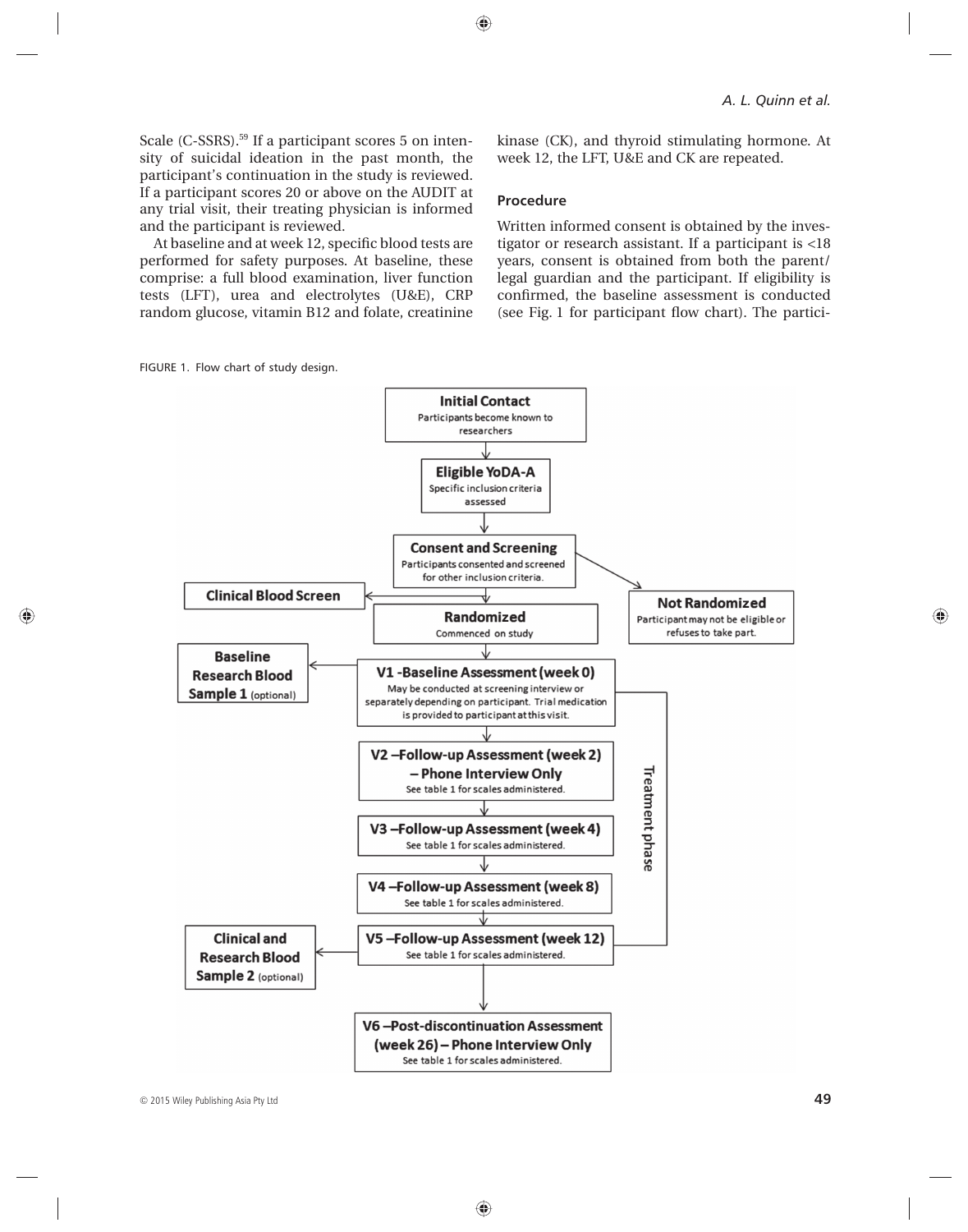Scale (C-SSRS).[59] If a participant scores 5 on intensity of suicidal ideation in the past month, the participant's continuation in the study is reviewed. If a participant scores 20 or above on the AUDIT at any trial visit, their treating physician is informed and the participant is reviewed.

At baseline and at week 12, specific blood tests are performed for safety purposes. At baseline, these comprise: a full blood examination, liver function tests (LFT), urea and electrolytes (U&E), CRP random glucose, vitamin B12 and folate, creatinine kinase (CK), and thyroid stimulating hormone. At week 12, the LFT, U&E and CK are repeated.

### Procedure

Written informed consent is obtained by the investigator or research assistant. If a participant is <18 years, consent is obtained from both the parent/legal guardian and the participant. If eligibility is confirmed, the baseline assessment is conducted (see Fig. 1 for participant flow chart). The partici-

FIGURE 1. Flow chart of study design.

- **Initial Contact** – Participants become known to researchers
- **Eligible YoDA-A** – Specific inclusion criteria assessed
- **Consent and Screening** – Participants consented and screened for other inclusion criteria.
  - → **Clinical Blood Screen**
  - → **Not Randomized** – Participant may not be eligible or refuses to take part.
- **Randomized** – Commenced on study
- **V1 -Baseline Assessment (week 0)** – May be conducted at screening interview or separately depending on participant. Trial medication is provided to participant at this visit.
  - → **Baseline Research Blood Sample 1** (optional)
- **V2 –Follow-up Assessment (week 2) – Phone Interview Only** – See table 1 for scales administered.
- **V3 –Follow-up Assessment (week 4)** – See table 1 for scales administered.
- **V4 –Follow-up Assessment (week 8)** – See table 1 for scales administered.
- **V5 –Follow-up Assessment (week 12)** – See table 1 for scales administered.
  - → **Clinical and Research Blood Sample 2** (optional)
- **V6 –Post-discontinuation Assessment (week 26) – Phone Interview Only** – See table 1 for scales administered.

Treatment phase: V1 to V5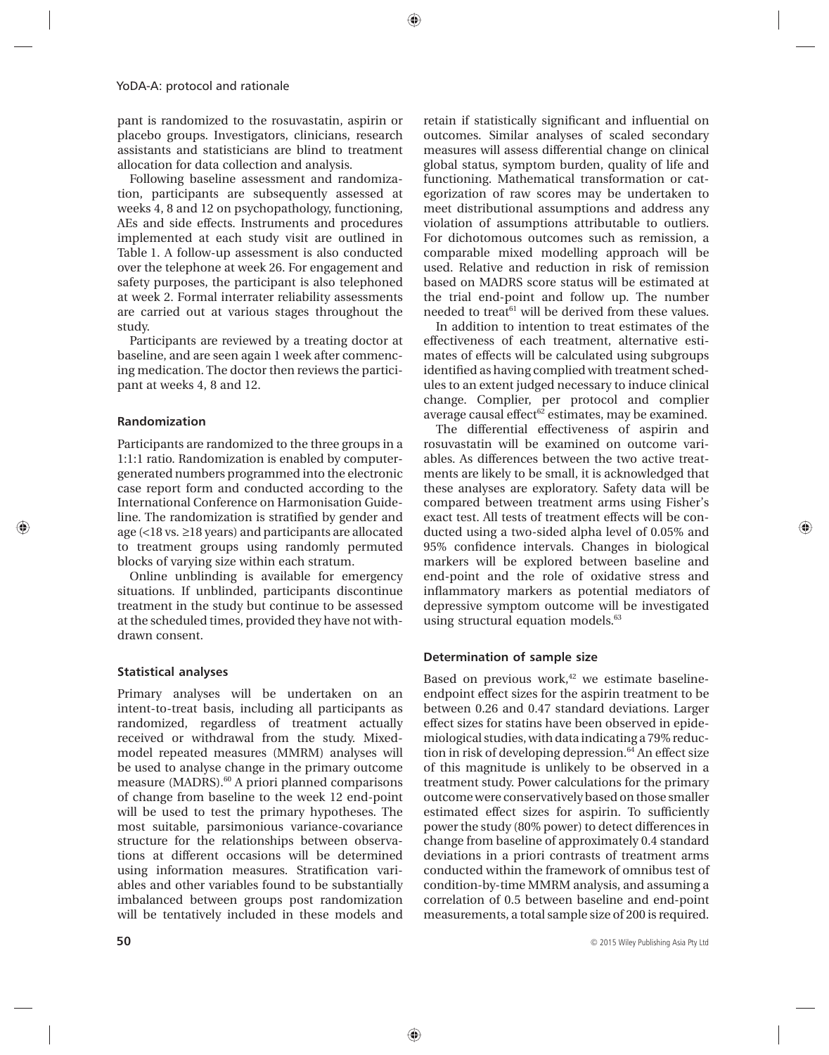pant is randomized to the rosuvastatin, aspirin or placebo groups. Investigators, clinicians, research assistants and statisticians are blind to treatment allocation for data collection and analysis.

Following baseline assessment and randomization, participants are subsequently assessed at weeks 4, 8 and 12 on psychopathology, functioning, AEs and side effects. Instruments and procedures implemented at each study visit are outlined in Table 1. A follow-up assessment is also conducted over the telephone at week 26. For engagement and safety purposes, the participant is also telephoned at week 2. Formal interrater reliability assessments are carried out at various stages throughout the study.

Participants are reviewed by a treating doctor at baseline, and are seen again 1 week after commencing medication. The doctor then reviews the participant at weeks 4, 8 and 12.

### Randomization

Participants are randomized to the three groups in a 1:1:1 ratio. Randomization is enabled by computer-generated numbers programmed into the electronic case report form and conducted according to the International Conference on Harmonisation Guideline. The randomization is stratified by gender and age (<18 vs. ≥18 years) and participants are allocated to treatment groups using randomly permuted blocks of varying size within each stratum.

Online unblinding is available for emergency situations. If unblinded, participants discontinue treatment in the study but continue to be assessed at the scheduled times, provided they have not withdrawn consent.

### Statistical analyses

Primary analyses will be undertaken on an intent-to-treat basis, including all participants as randomized, regardless of treatment actually received or withdrawal from the study. Mixed-model repeated measures (MMRM) analyses will be used to analyse change in the primary outcome measure (MADRS).[60] A priori planned comparisons of change from baseline to the week 12 end-point will be used to test the primary hypotheses. The most suitable, parsimonious variance-covariance structure for the relationships between observations at different occasions will be determined using information measures. Stratification variables and other variables found to be substantially imbalanced between groups post randomization will be tentatively included in these models and retain if statistically significant and influential on outcomes. Similar analyses of scaled secondary measures will assess differential change on clinical global status, symptom burden, quality of life and functioning. Mathematical transformation or categorization of raw scores may be undertaken to meet distributional assumptions and address any violation of assumptions attributable to outliers. For dichotomous outcomes such as remission, a comparable mixed modelling approach will be used. Relative and reduction in risk of remission based on MADRS score status will be estimated at the trial end-point and follow up. The number needed to treat[61] will be derived from these values.

In addition to intention to treat estimates of the effectiveness of each treatment, alternative estimates of effects will be calculated using subgroups identified as having complied with treatment schedules to an extent judged necessary to induce clinical change. Complier, per protocol and complier average causal effect[62] estimates, may be examined.

The differential effectiveness of aspirin and rosuvastatin will be examined on outcome variables. As differences between the two active treatments are likely to be small, it is acknowledged that these analyses are exploratory. Safety data will be compared between treatment arms using Fisher's exact test. All tests of treatment effects will be conducted using a two-sided alpha level of 0.05% and 95% confidence intervals. Changes in biological markers will be explored between baseline and end-point and the role of oxidative stress and inflammatory markers as potential mediators of depressive symptom outcome will be investigated using structural equation models.[63]

### Determination of sample size

Based on previous work,[42] we estimate baseline-endpoint effect sizes for the aspirin treatment to be between 0.26 and 0.47 standard deviations. Larger effect sizes for statins have been observed in epidemiological studies, with data indicating a 79% reduction in risk of developing depression.[64] An effect size of this magnitude is unlikely to be observed in a treatment study. Power calculations for the primary outcome were conservatively based on those smaller estimated effect sizes for aspirin. To sufficiently power the study (80% power) to detect differences in change from baseline of approximately 0.4 standard deviations in a priori contrasts of treatment arms conducted within the framework of omnibus test of condition-by-time MMRM analysis, and assuming a correlation of 0.5 between baseline and end-point measurements, a total sample size of 200 is required.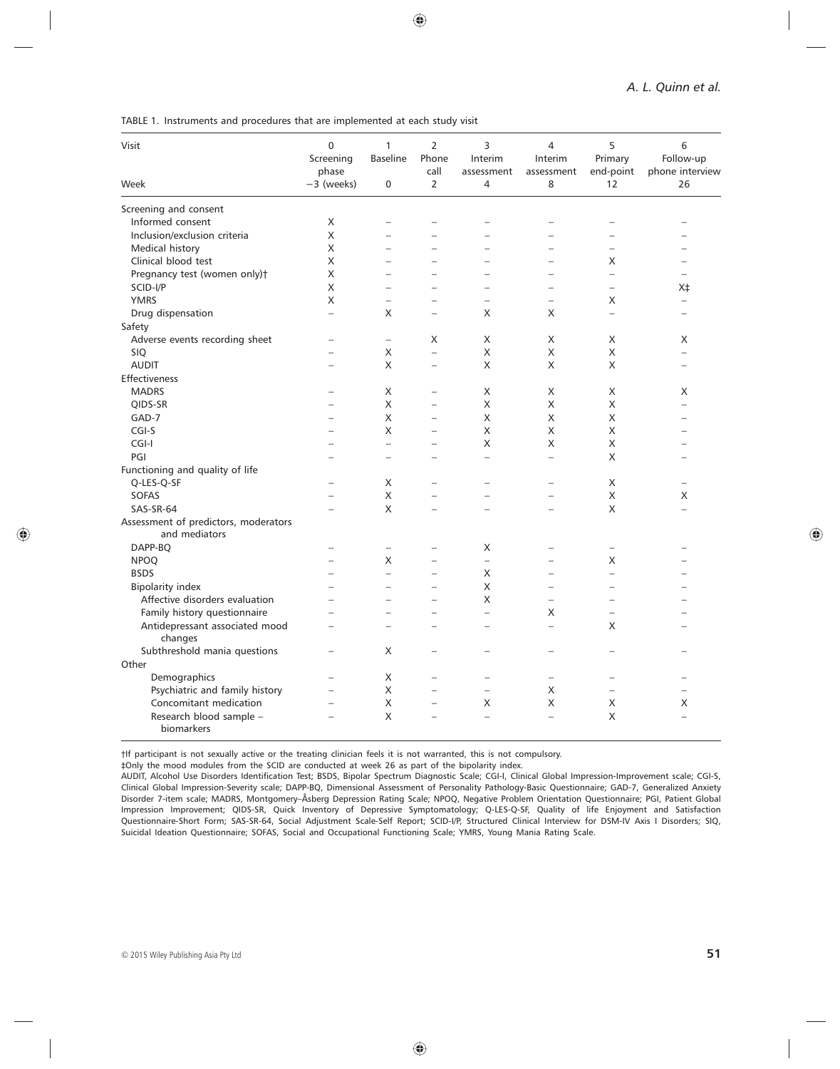TABLE 1. Instruments and procedures that are implemented at each study visit

| Visit | 0 Screening phase | 1 Baseline | 2 Phone call | 3 Interim assessment | 4 Interim assessment | 5 Primary end-point | 6 Follow-up phone interview |
|---|---|---|---|---|---|---|---|
| Week | −3 (weeks) | 0 | 2 | 4 | 8 | 12 | 26 |
| Screening and consent | | | | | | | |
| Informed consent | X | – | – | – | – | – | – |
| Inclusion/exclusion criteria | X | – | – | – | – | – | – |
| Medical history | X | – | – | – | – | – | – |
| Clinical blood test | X | – | – | – | – | X | – |
| Pregnancy test (women only)† | X | – | – | – | – | – | – |
| SCID-I/P | X | – | – | – | – | – | X‡ |
| YMRS | X | – | – | – | – | X | – |
| Drug dispensation | – | X | – | X | X | – | – |
| Safety | | | | | | | |
| Adverse events recording sheet | – | – | X | X | X | X | X |
| SIQ | – | X | – | X | X | X | – |
| AUDIT | – | X | – | X | X | X | – |
| Effectiveness | | | | | | | |
| MADRS | – | X | – | X | X | X | X |
| QIDS-SR | – | X | – | X | X | X | – |
| GAD-7 | – | X | – | X | X | X | – |
| CGI-S | – | X | – | X | X | X | – |
| CGI-I | – | – | – | X | X | X | – |
| PGI | – | – | – | – | – | X | – |
| Functioning and quality of life | | | | | | | |
| Q-LES-Q-SF | – | X | – | – | – | X | – |
| SOFAS | – | X | – | – | – | X | X |
| SAS-SR-64 | – | X | – | – | – | X | – |
| Assessment of predictors, moderators and mediators | | | | | | | |
| DAPP-BQ | – | – | – | X | – | – | – |
| NPOQ | – | X | – | – | – | X | – |
| BSDS | – | – | – | X | – | – | – |
| Bipolarity index | – | – | – | X | – | – | – |
| Affective disorders evaluation | – | – | – | X | – | – | – |
| Family history questionnaire | – | – | – | – | X | – | – |
| Antidepressant associated mood changes | – | – | – | – | – | X | – |
| Subthreshold mania questions | – | X | – | – | – | – | – |
| Other | | | | | | | |
| Demographics | – | X | – | – | – | – | – |
| Psychiatric and family history | – | X | – | – | X | – | – |
| Concomitant medication | – | X | – | X | X | X | X |
| Research blood sample – biomarkers | – | X | – | – | – | X | – |

†If participant is not sexually active or the treating clinician feels it is not warranted, this is not compulsory.

‡Only the mood modules from the SCID are conducted at week 26 as part of the bipolarity index.

AUDIT, Alcohol Use Disorders Identification Test; BSDS, Bipolar Spectrum Diagnostic Scale; CGI-I, Clinical Global Impression-Improvement scale; CGI-S, Clinical Global Impression-Severity scale; DAPP-BQ, Dimensional Assessment of Personality Pathology-Basic Questionnaire; GAD-7, Generalized Anxiety Disorder 7-item scale; MADRS, Montgomery–Åsberg Depression Rating Scale; NPOQ, Negative Problem Orientation Questionnaire; PGI, Patient Global Impression Improvement; QIDS-SR, Quick Inventory of Depressive Symptomatology; Q-LES-Q-SF, Quality of life Enjoyment and Satisfaction Questionnaire-Short Form; SAS-SR-64, Social Adjustment Scale-Self Report; SCID-I/P, Structured Clinical Interview for DSM-IV Axis I Disorders; SIQ, Suicidal Ideation Questionnaire; SOFAS, Social and Occupational Functioning Scale; YMRS, Young Mania Rating Scale.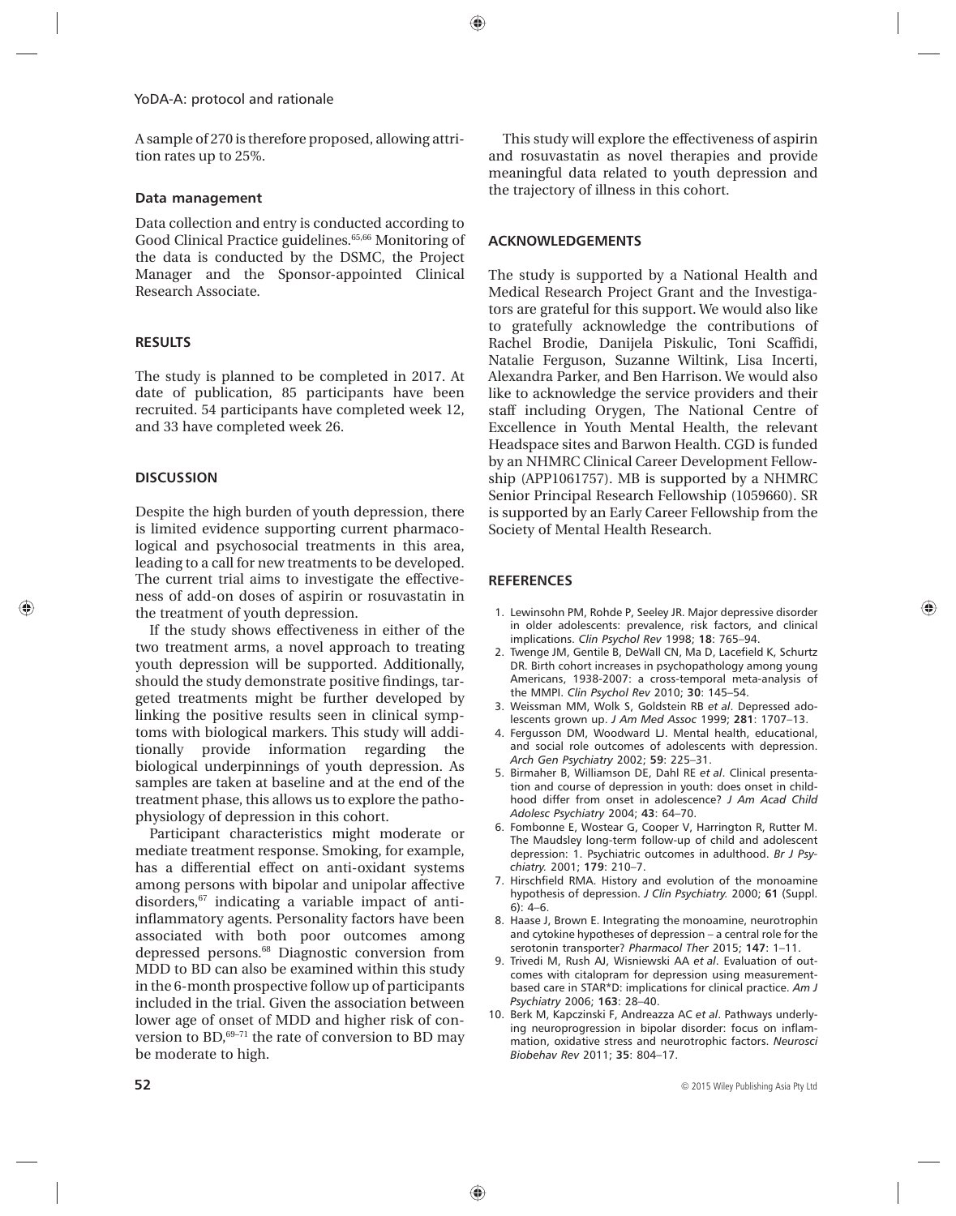A sample of 270 is therefore proposed, allowing attrition rates up to 25%.

### Data management

Data collection and entry is conducted according to Good Clinical Practice guidelines.[65,66] Monitoring of the data is conducted by the DSMC, the Project Manager and the Sponsor-appointed Clinical Research Associate.

## RESULTS

The study is planned to be completed in 2017. At date of publication, 85 participants have been recruited. 54 participants have completed week 12, and 33 have completed week 26.

## DISCUSSION

Despite the high burden of youth depression, there is limited evidence supporting current pharmacological and psychosocial treatments in this area, leading to a call for new treatments to be developed. The current trial aims to investigate the effectiveness of add-on doses of aspirin or rosuvastatin in the treatment of youth depression.

If the study shows effectiveness in either of the two treatment arms, a novel approach to treating youth depression will be supported. Additionally, should the study demonstrate positive findings, targeted treatments might be further developed by linking the positive results seen in clinical symptoms with biological markers. This study will additionally provide information regarding the biological underpinnings of youth depression. As samples are taken at baseline and at the end of the treatment phase, this allows us to explore the pathophysiology of depression in this cohort.

Participant characteristics might moderate or mediate treatment response. Smoking, for example, has a differential effect on anti-oxidant systems among persons with bipolar and unipolar affective disorders,[67] indicating a variable impact of anti-inflammatory agents. Personality factors have been associated with both poor outcomes among depressed persons.[68] Diagnostic conversion from MDD to BD can also be examined within this study in the 6-month prospective follow up of participants included in the trial. Given the association between lower age of onset of MDD and higher risk of conversion to BD,[69–71] the rate of conversion to BD may be moderate to high.

This study will explore the effectiveness of aspirin and rosuvastatin as novel therapies and provide meaningful data related to youth depression and the trajectory of illness in this cohort.

## ACKNOWLEDGEMENTS

The study is supported by a National Health and Medical Research Project Grant and the Investigators are grateful for this support. We would also like to gratefully acknowledge the contributions of Rachel Brodie, Danijela Piskulic, Toni Scaffidi, Natalie Ferguson, Suzanne Wiltink, Lisa Incerti, Alexandra Parker, and Ben Harrison. We would also like to acknowledge the service providers and their staff including Orygen, The National Centre of Excellence in Youth Mental Health, the relevant Headspace sites and Barwon Health. CGD is funded by an NHMRC Clinical Career Development Fellowship (APP1061757). MB is supported by a NHMRC Senior Principal Research Fellowship (1059660). SR is supported by an Early Career Fellowship from the Society of Mental Health Research.

## REFERENCES

1. Lewinsohn PM, Rohde P, Seeley JR. Major depressive disorder in older adolescents: prevalence, risk factors, and clinical implications. *Clin Psychol Rev* 1998; **18**: 765–94.
2. Twenge JM, Gentile B, DeWall CN, Ma D, Lacefield K, Schurtz DR. Birth cohort increases in psychopathology among young Americans, 1938-2007: a cross-temporal meta-analysis of the MMPI. *Clin Psychol Rev* 2010; **30**: 145–54.
3. Weissman MM, Wolk S, Goldstein RB *et al*. Depressed adolescents grown up. *J Am Med Assoc* 1999; **281**: 1707–13.
4. Fergusson DM, Woodward LJ. Mental health, educational, and social role outcomes of adolescents with depression. *Arch Gen Psychiatry* 2002; **59**: 225–31.
5. Birmaher B, Williamson DE, Dahl RE *et al*. Clinical presentation and course of depression in youth: does onset in childhood differ from onset in adolescence? *J Am Acad Child Adolesc Psychiatry* 2004; **43**: 64–70.
6. Fombonne E, Wostear G, Cooper V, Harrington R, Rutter M. The Maudsley long-term follow-up of child and adolescent depression: 1. Psychiatric outcomes in adulthood. *Br J Psychiatry.* 2001; **179**: 210–7.
7. Hirschfield RMA. History and evolution of the monoamine hypothesis of depression. *J Clin Psychiatry.* 2000; **61** (Suppl. 6): 4–6.
8. Haase J, Brown E. Integrating the monoamine, neurotrophin and cytokine hypotheses of depression – a central role for the serotonin transporter? *Pharmacol Ther* 2015; **147**: 1–11.
9. Trivedi M, Rush AJ, Wisniewski AA *et al*. Evaluation of outcomes with citalopram for depression using measurement-based care in STAR*D: implications for clinical practice. *Am J Psychiatry* 2006; **163**: 28–40.
10. Berk M, Kapczinski F, Andreazza AC *et al*. Pathways underlying neuroprogression in bipolar disorder: focus on inflammation, oxidative stress and neurotrophic factors. *Neurosci Biobehav Rev* 2011; **35**: 804–17.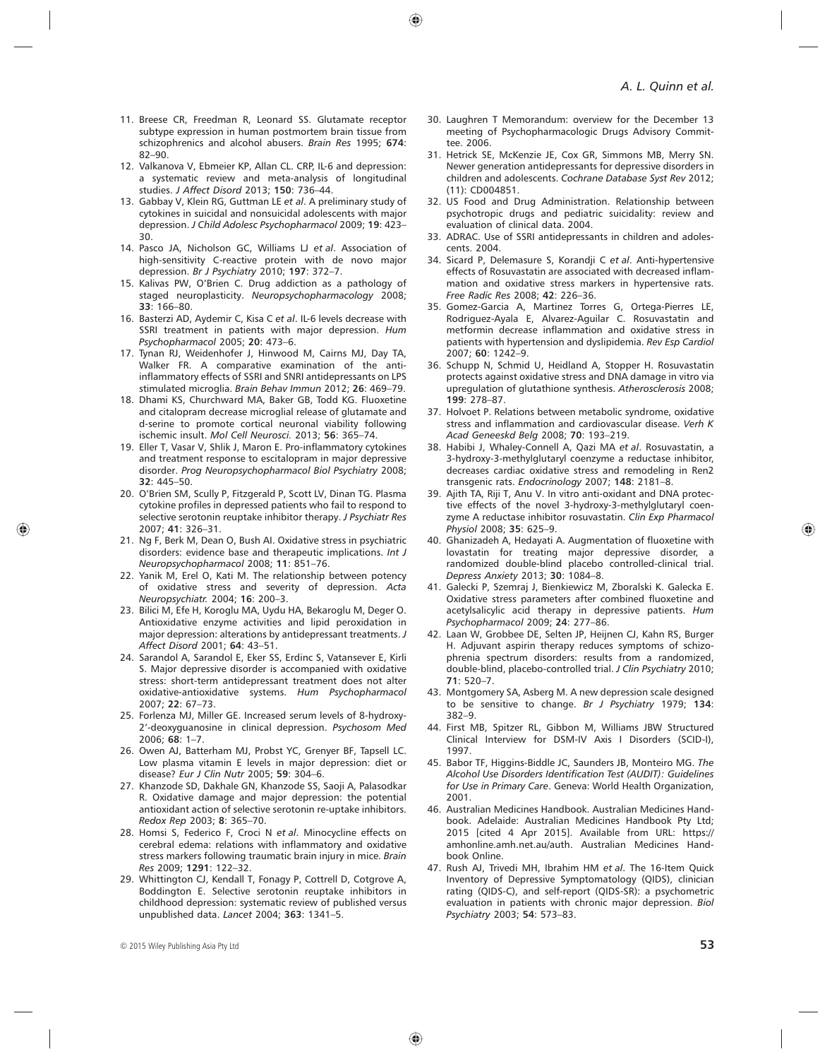11. Breese CR, Freedman R, Leonard SS. Glutamate receptor subtype expression in human postmortem brain tissue from schizophrenics and alcohol abusers. *Brain Res* 1995; **674**: 82–90.
12. Valkanova V, Ebmeier KP, Allan CL. CRP, IL-6 and depression: a systematic review and meta-analysis of longitudinal studies. *J Affect Disord* 2013; **150**: 736–44.
13. Gabbay V, Klein RG, Guttman LE *et al*. A preliminary study of cytokines in suicidal and nonsuicidal adolescents with major depression. *J Child Adolesc Psychopharmacol* 2009; **19**: 423–30.
14. Pasco JA, Nicholson GC, Williams LJ *et al*. Association of high-sensitivity C-reactive protein with de novo major depression. *Br J Psychiatry* 2010; **197**: 372–7.
15. Kalivas PW, O'Brien C. Drug addiction as a pathology of staged neuroplasticity. *Neuropsychopharmacology* 2008; **33**: 166–80.
16. Basterzi AD, Aydemir C, Kisa C *et al*. IL-6 levels decrease with SSRI treatment in patients with major depression. *Hum Psychopharmacol* 2005; **20**: 473–6.
17. Tynan RJ, Weidenhofer J, Hinwood M, Cairns MJ, Day TA, Walker FR. A comparative examination of the anti-inflammatory effects of SSRI and SNRI antidepressants on LPS stimulated microglia. *Brain Behav Immun* 2012; **26**: 469–79.
18. Dhami KS, Churchward MA, Baker GB, Todd KG. Fluoxetine and citalopram decrease microglial release of glutamate and d-serine to promote cortical neuronal viability following ischemic insult. *Mol Cell Neurosci.* 2013; **56**: 365–74.
19. Eller T, Vasar V, Shlik J, Maron E. Pro-inflammatory cytokines and treatment response to escitalopram in major depressive disorder. *Prog Neuropsychopharmacol Biol Psychiatry* 2008; **32**: 445–50.
20. O'Brien SM, Scully P, Fitzgerald P, Scott LV, Dinan TG. Plasma cytokine profiles in depressed patients who fail to respond to selective serotonin reuptake inhibitor therapy. *J Psychiatr Res* 2007; **41**: 326–31.
21. Ng F, Berk M, Dean O, Bush AI. Oxidative stress in psychiatric disorders: evidence base and therapeutic implications. *Int J Neuropsychopharmacol* 2008; **11**: 851–76.
22. Yanik M, Erel O, Kati M. The relationship between potency of oxidative stress and severity of depression. *Acta Neuropsychiatr.* 2004; **16**: 200–3.
23. Bilici M, Efe H, Koroglu MA, Uydu HA, Bekaroglu M, Deger O. Antioxidative enzyme activities and lipid peroxidation in major depression: alterations by antidepressant treatments. *J Affect Disord* 2001; **64**: 43–51.
24. Sarandol A, Sarandol E, Eker SS, Erdinc S, Vatansever E, Kirli S. Major depressive disorder is accompanied with oxidative stress: short-term antidepressant treatment does not alter oxidative-antioxidative systems. *Hum Psychopharmacol* 2007; **22**: 67–73.
25. Forlenza MJ, Miller GE. Increased serum levels of 8-hydroxy-2′-deoxyguanosine in clinical depression. *Psychosom Med* 2006; **68**: 1–7.
26. Owen AJ, Batterham MJ, Probst YC, Grenyer BF, Tapsell LC. Low plasma vitamin E levels in major depression: diet or disease? *Eur J Clin Nutr* 2005; **59**: 304–6.
27. Khanzode SD, Dakhale GN, Khanzode SS, Saoji A, Palasodkar R. Oxidative damage and major depression: the potential antioxidant action of selective serotonin re-uptake inhibitors. *Redox Rep* 2003; **8**: 365–70.
28. Homsi S, Federico F, Croci N *et al*. Minocycline effects on cerebral edema: relations with inflammatory and oxidative stress markers following traumatic brain injury in mice. *Brain Res* 2009; **1291**: 122–32.
29. Whittington CJ, Kendall T, Fonagy P, Cottrell D, Cotgrove A, Boddington E. Selective serotonin reuptake inhibitors in childhood depression: systematic review of published versus unpublished data. *Lancet* 2004; **363**: 1341–5.
30. Laughren T Memorandum: overview for the December 13 meeting of Psychopharmacologic Drugs Advisory Committee. 2006.
31. Hetrick SE, McKenzie JE, Cox GR, Simmons MB, Merry SN. Newer generation antidepressants for depressive disorders in children and adolescents. *Cochrane Database Syst Rev* 2012; (11): CD004851.
32. US Food and Drug Administration. Relationship between psychotropic drugs and pediatric suicidality: review and evaluation of clinical data. 2004.
33. ADRAC. Use of SSRI antidepressants in children and adolescents. 2004.
34. Sicard P, Delemasure S, Korandji C *et al*. Anti-hypertensive effects of Rosuvastatin are associated with decreased inflammation and oxidative stress markers in hypertensive rats. *Free Radic Res* 2008; **42**: 226–36.
35. Gomez-Garcia A, Martinez Torres G, Ortega-Pierres LE, Rodriguez-Ayala E, Alvarez-Aguilar C. Rosuvastatin and metformin decrease inflammation and oxidative stress in patients with hypertension and dyslipidemia. *Rev Esp Cardiol* 2007; **60**: 1242–9.
36. Schupp N, Schmid U, Heidland A, Stopper H. Rosuvastatin protects against oxidative stress and DNA damage in vitro via upregulation of glutathione synthesis. *Atherosclerosis* 2008; **199**: 278–87.
37. Holvoet P. Relations between metabolic syndrome, oxidative stress and inflammation and cardiovascular disease. *Verh K Acad Geneeskd Belg* 2008; **70**: 193–219.
38. Habibi J, Whaley-Connell A, Qazi MA *et al*. Rosuvastatin, a 3-hydroxy-3-methylglutaryl coenzyme a reductase inhibitor, decreases cardiac oxidative stress and remodeling in Ren2 transgenic rats. *Endocrinology* 2007; **148**: 2181–8.
39. Ajith TA, Riji T, Anu V. In vitro anti-oxidant and DNA protective effects of the novel 3-hydroxy-3-methylglutaryl coenzyme A reductase inhibitor rosuvastatin. *Clin Exp Pharmacol Physiol* 2008; **35**: 625–9.
40. Ghanizadeh A, Hedayati A. Augmentation of fluoxetine with lovastatin for treating major depressive disorder, a randomized double-blind placebo controlled-clinical trial. *Depress Anxiety* 2013; **30**: 1084–8.
41. Galecki P, Szemraj J, Bienkiewicz M, Zboralski K. Galecka E. Oxidative stress parameters after combined fluoxetine and acetylsalicylic acid therapy in depressive patients. *Hum Psychopharmacol* 2009; **24**: 277–86.
42. Laan W, Grobbee DE, Selten JP, Heijnen CJ, Kahn RS, Burger H. Adjuvant aspirin therapy reduces symptoms of schizophrenia spectrum disorders: results from a randomized, double-blind, placebo-controlled trial. *J Clin Psychiatry* 2010; **71**: 520–7.
43. Montgomery SA, Asberg M. A new depression scale designed to be sensitive to change. *Br J Psychiatry* 1979; **134**: 382–9.
44. First MB, Spitzer RL, Gibbon M, Williams JBW Structured Clinical Interview for DSM-IV Axis I Disorders (SCID-I), 1997.
45. Babor TF, Higgins-Biddle JC, Saunders JB, Monteiro MG. *The Alcohol Use Disorders Identification Test (AUDIT): Guidelines for Use in Primary Care*. Geneva: World Health Organization, 2001.
46. Australian Medicines Handbook. Australian Medicines Handbook. Adelaide: Australian Medicines Handbook Pty Ltd; 2015 [cited 4 Apr 2015]. Available from URL: https://amhonline.amh.net.au/auth. Australian Medicines Handbook Online.
47. Rush AJ, Trivedi MH, Ibrahim HM *et al*. The 16-Item Quick Inventory of Depressive Symptomatology (QIDS), clinician rating (QIDS-C), and self-report (QIDS-SR): a psychometric evaluation in patients with chronic major depression. *Biol Psychiatry* 2003; **54**: 573–83.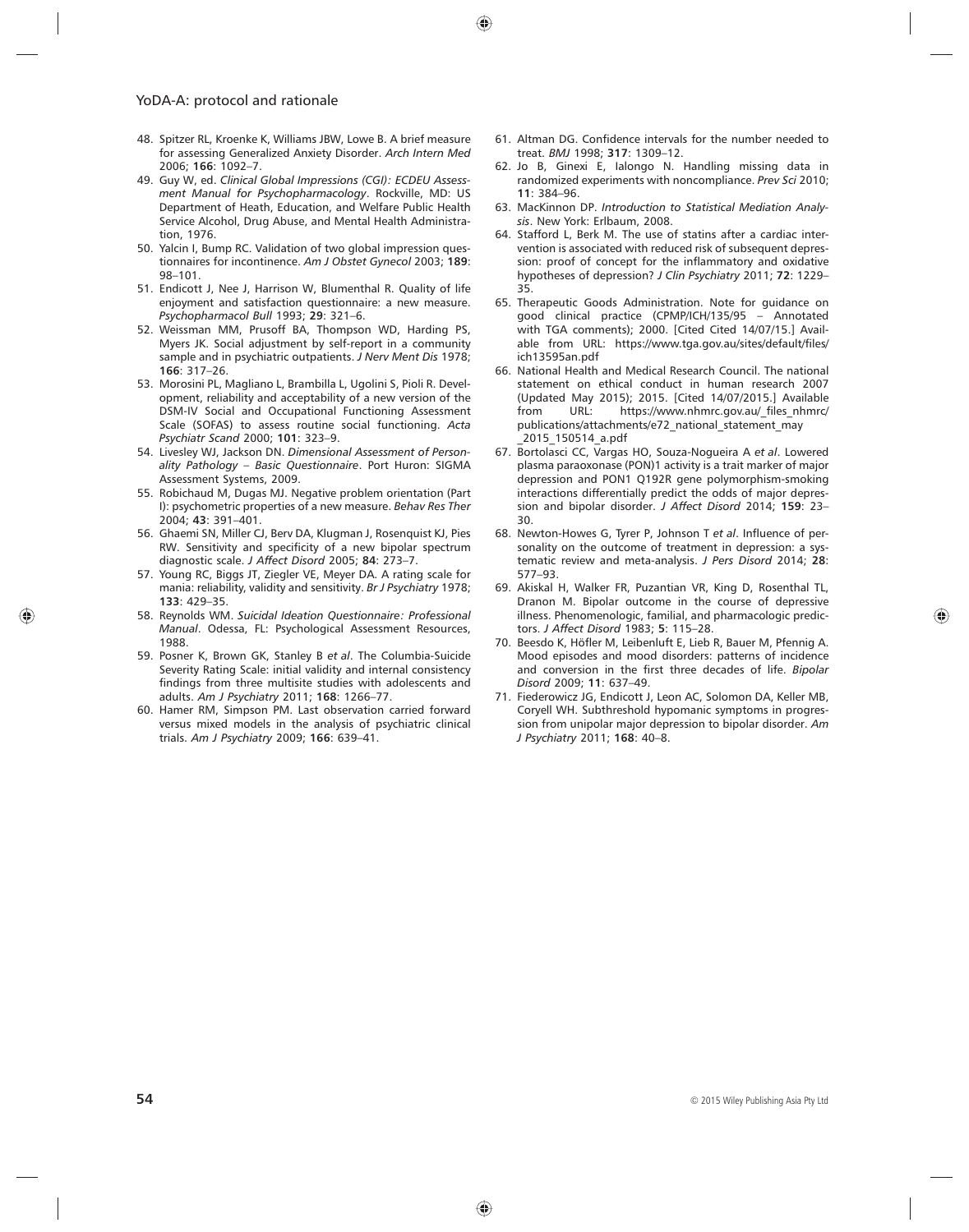48. Spitzer RL, Kroenke K, Williams JBW, Lowe B. A brief measure for assessing Generalized Anxiety Disorder. *Arch Intern Med* 2006; **166**: 1092–7.
49. Guy W, ed. *Clinical Global Impressions (CGI): ECDEU Assessment Manual for Psychopharmacology*. Rockville, MD: US Department of Heath, Education, and Welfare Public Health Service Alcohol, Drug Abuse, and Mental Health Administration, 1976.
50. Yalcin I, Bump RC. Validation of two global impression questionnaires for incontinence. *Am J Obstet Gynecol* 2003; **189**: 98–101.
51. Endicott J, Nee J, Harrison W, Blumenthal R. Quality of life enjoyment and satisfaction questionnaire: a new measure. *Psychopharmacol Bull* 1993; **29**: 321–6.
52. Weissman MM, Prusoff BA, Thompson WD, Harding PS, Myers JK. Social adjustment by self-report in a community sample and in psychiatric outpatients. *J Nerv Ment Dis* 1978; **166**: 317–26.
53. Morosini PL, Magliano L, Brambilla L, Ugolini S, Pioli R. Development, reliability and acceptability of a new version of the DSM-IV Social and Occupational Functioning Assessment Scale (SOFAS) to assess routine social functioning. *Acta Psychiatr Scand* 2000; **101**: 323–9.
54. Livesley WJ, Jackson DN. *Dimensional Assessment of Personality Pathology – Basic Questionnaire*. Port Huron: SIGMA Assessment Systems, 2009.
55. Robichaud M, Dugas MJ. Negative problem orientation (Part I): psychometric properties of a new measure. *Behav Res Ther* 2004; **43**: 391–401.
56. Ghaemi SN, Miller CJ, Berv DA, Klugman J, Rosenquist KJ, Pies RW. Sensitivity and specificity of a new bipolar spectrum diagnostic scale. *J Affect Disord* 2005; **84**: 273–7.
57. Young RC, Biggs JT, Ziegler VE, Meyer DA. A rating scale for mania: reliability, validity and sensitivity. *Br J Psychiatry* 1978; **133**: 429–35.
58. Reynolds WM. *Suicidal Ideation Questionnaire: Professional Manual*. Odessa, FL: Psychological Assessment Resources, 1988.
59. Posner K, Brown GK, Stanley B *et al*. The Columbia-Suicide Severity Rating Scale: initial validity and internal consistency findings from three multisite studies with adolescents and adults. *Am J Psychiatry* 2011; **168**: 1266–77.
60. Hamer RM, Simpson PM. Last observation carried forward versus mixed models in the analysis of psychiatric clinical trials. *Am J Psychiatry* 2009; **166**: 639–41.
61. Altman DG. Confidence intervals for the number needed to treat. *BMJ* 1998; **317**: 1309–12.
62. Jo B, Ginexi E, Ialongo N. Handling missing data in randomized experiments with noncompliance. *Prev Sci* 2010; **11**: 384–96.
63. MacKinnon DP. *Introduction to Statistical Mediation Analysis*. New York: Erlbaum, 2008.
64. Stafford L, Berk M. The use of statins after a cardiac intervention is associated with reduced risk of subsequent depression: proof of concept for the inflammatory and oxidative hypotheses of depression? *J Clin Psychiatry* 2011; **72**: 1229–35.
65. Therapeutic Goods Administration. Note for guidance on good clinical practice (CPMP/ICH/135/95 – Annotated with TGA comments); 2000. [Cited Cited 14/07/15.] Available from URL: https://www.tga.gov.au/sites/default/files/ich13595an.pdf
66. National Health and Medical Research Council. The national statement on ethical conduct in human research 2007 (Updated May 2015); 2015. [Cited 14/07/2015.] Available from URL: https://www.nhmrc.gov.au/_files_nhmrc/publications/attachments/e72_national_statement_may_2015_150514_a.pdf
67. Bortolasci CC, Vargas HO, Souza-Nogueira A *et al*. Lowered plasma paraoxonase (PON)1 activity is a trait marker of major depression and PON1 Q192R gene polymorphism-smoking interactions differentially predict the odds of major depression and bipolar disorder. *J Affect Disord* 2014; **159**: 23–30.
68. Newton-Howes G, Tyrer P, Johnson T *et al*. Influence of personality on the outcome of treatment in depression: a systematic review and meta-analysis. *J Pers Disord* 2014; **28**: 577–93.
69. Akiskal H, Walker FR, Puzantian VR, King D, Rosenthal TL, Dranon M. Bipolar outcome in the course of depressive illness. Phenomenologic, familial, and pharmacologic predictors. *J Affect Disord* 1983; **5**: 115–28.
70. Beesdo K, Höfler M, Leibenluft E, Lieb R, Bauer M, Pfennig A. Mood episodes and mood disorders: patterns of incidence and conversion in the first three decades of life. *Bipolar Disord* 2009; **11**: 637–49.
71. Fiederowicz JG, Endicott J, Leon AC, Solomon DA, Keller MB, Coryell WH. Subthreshold hypomanic symptoms in progression from unipolar major depression to bipolar disorder. *Am J Psychiatry* 2011; **168**: 40–8.